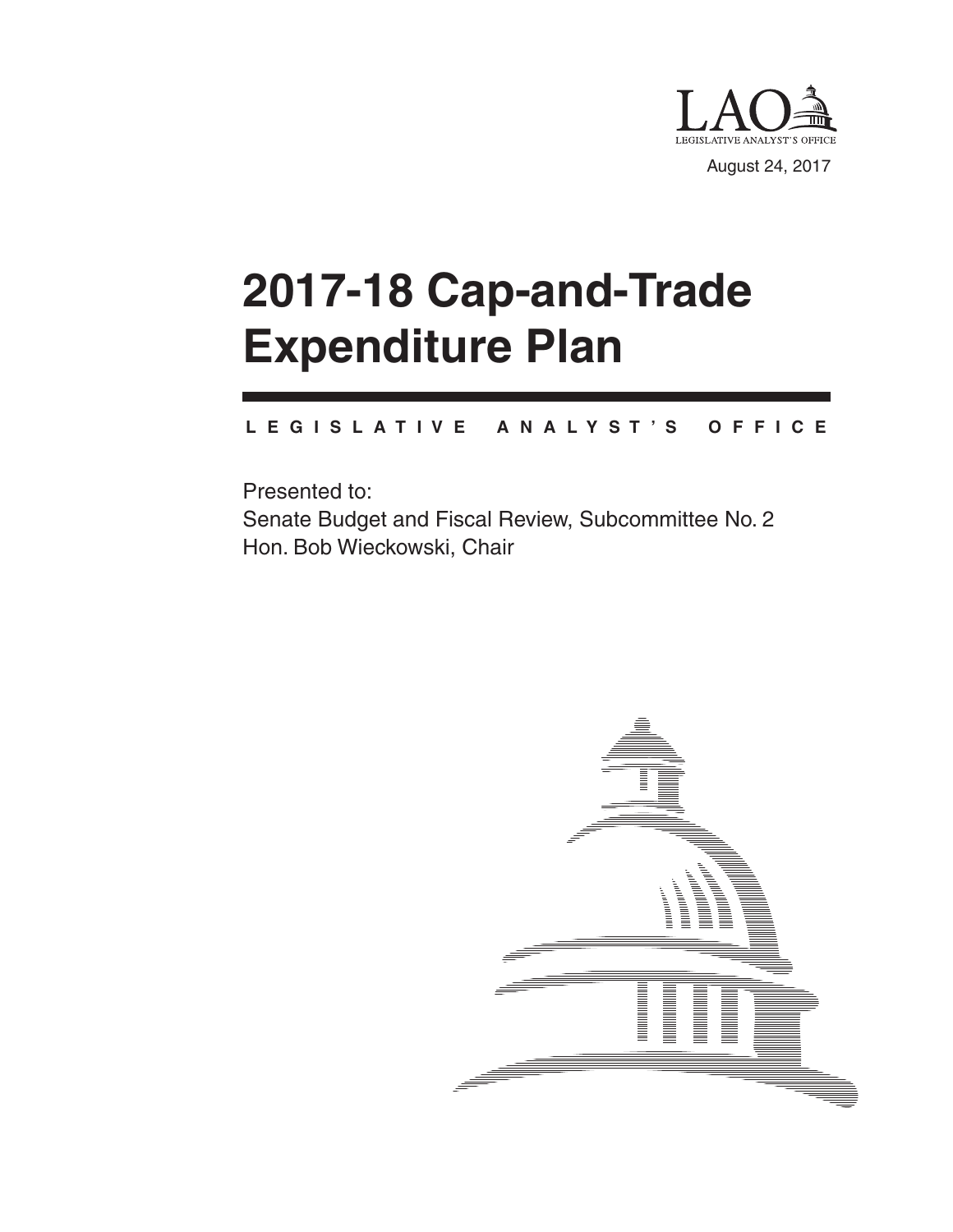LAO

LEGISLATIVE ANALYST'S OFFICE

August 24, 2017

# 2017-18 Cap-and-Trade Expenditure Plan

L E G I S L A T I V E   A N A L Y S T ' S   O F F I C E

Presented to:

Senate Budget and Fiscal Review, Subcommittee No. 2

Hon. Bob Wieckowski, Chair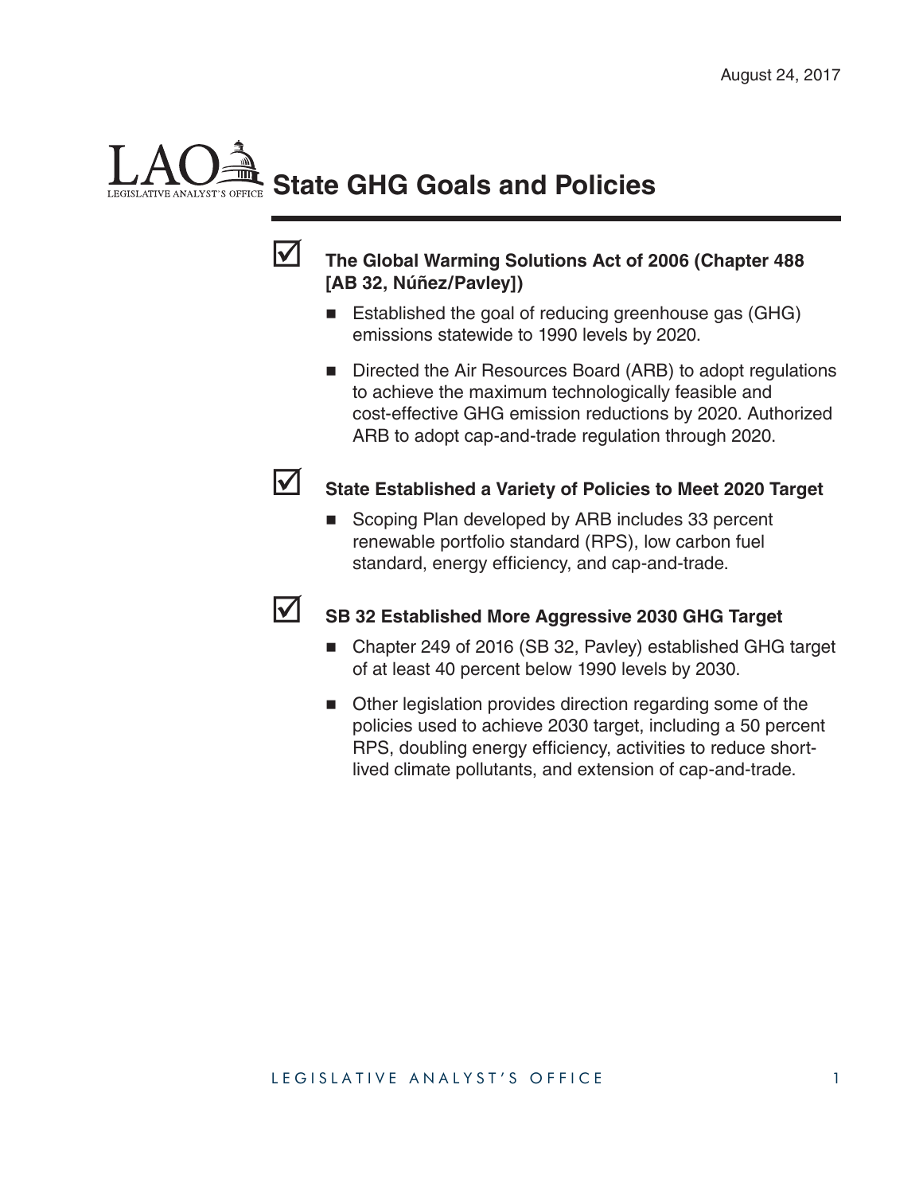August 24, 2017

# State GHG Goals and Policies

☑ **The Global Warming Solutions Act of 2006 (Chapter 488 [AB 32, Núñez/Pavley])**

- Established the goal of reducing greenhouse gas (GHG) emissions statewide to 1990 levels by 2020.
- Directed the Air Resources Board (ARB) to adopt regulations to achieve the maximum technologically feasible and cost-effective GHG emission reductions by 2020. Authorized ARB to adopt cap-and-trade regulation through 2020.

☑ **State Established a Variety of Policies to Meet 2020 Target**

- Scoping Plan developed by ARB includes 33 percent renewable portfolio standard (RPS), low carbon fuel standard, energy efficiency, and cap-and-trade.

☑ **SB 32 Established More Aggressive 2030 GHG Target**

- Chapter 249 of 2016 (SB 32, Pavley) established GHG target of at least 40 percent below 1990 levels by 2030.
- Other legislation provides direction regarding some of the policies used to achieve 2030 target, including a 50 percent RPS, doubling energy efficiency, activities to reduce short-lived climate pollutants, and extension of cap-and-trade.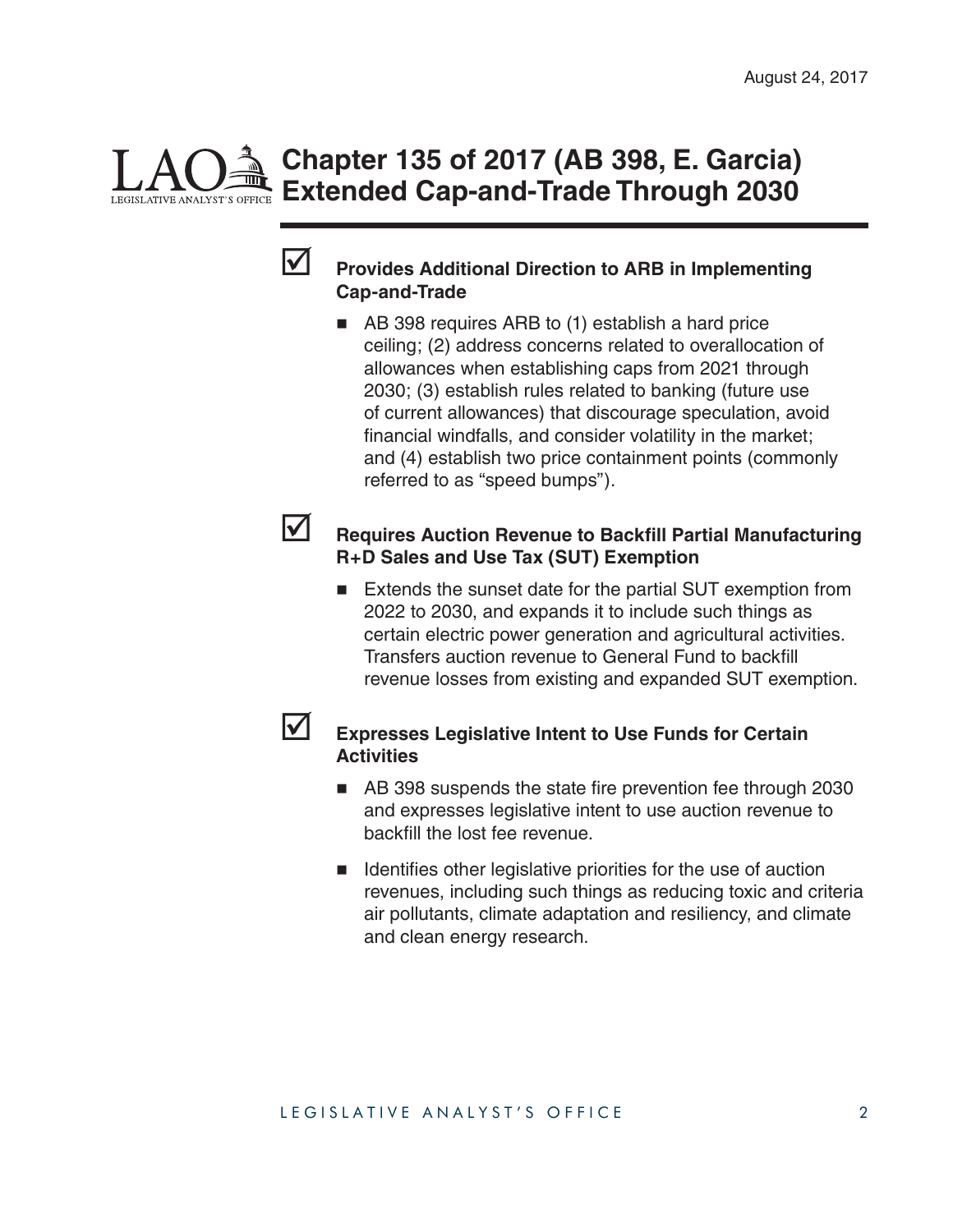August 24, 2017

# Chapter 135 of 2017 (AB 398, E. Garcia) Extended Cap-and-Trade Through 2030

☑ **Provides Additional Direction to ARB in Implementing Cap-and-Trade**

- AB 398 requires ARB to (1) establish a hard price ceiling; (2) address concerns related to overallocation of allowances when establishing caps from 2021 through 2030; (3) establish rules related to banking (future use of current allowances) that discourage speculation, avoid financial windfalls, and consider volatility in the market; and (4) establish two price containment points (commonly referred to as "speed bumps").

☑ **Requires Auction Revenue to Backfill Partial Manufacturing R+D Sales and Use Tax (SUT) Exemption**

- Extends the sunset date for the partial SUT exemption from 2022 to 2030, and expands it to include such things as certain electric power generation and agricultural activities. Transfers auction revenue to General Fund to backfill revenue losses from existing and expanded SUT exemption.

☑ **Expresses Legislative Intent to Use Funds for Certain Activities**

- AB 398 suspends the state fire prevention fee through 2030 and expresses legislative intent to use auction revenue to backfill the lost fee revenue.
- Identifies other legislative priorities for the use of auction revenues, including such things as reducing toxic and criteria air pollutants, climate adaptation and resiliency, and climate and clean energy research.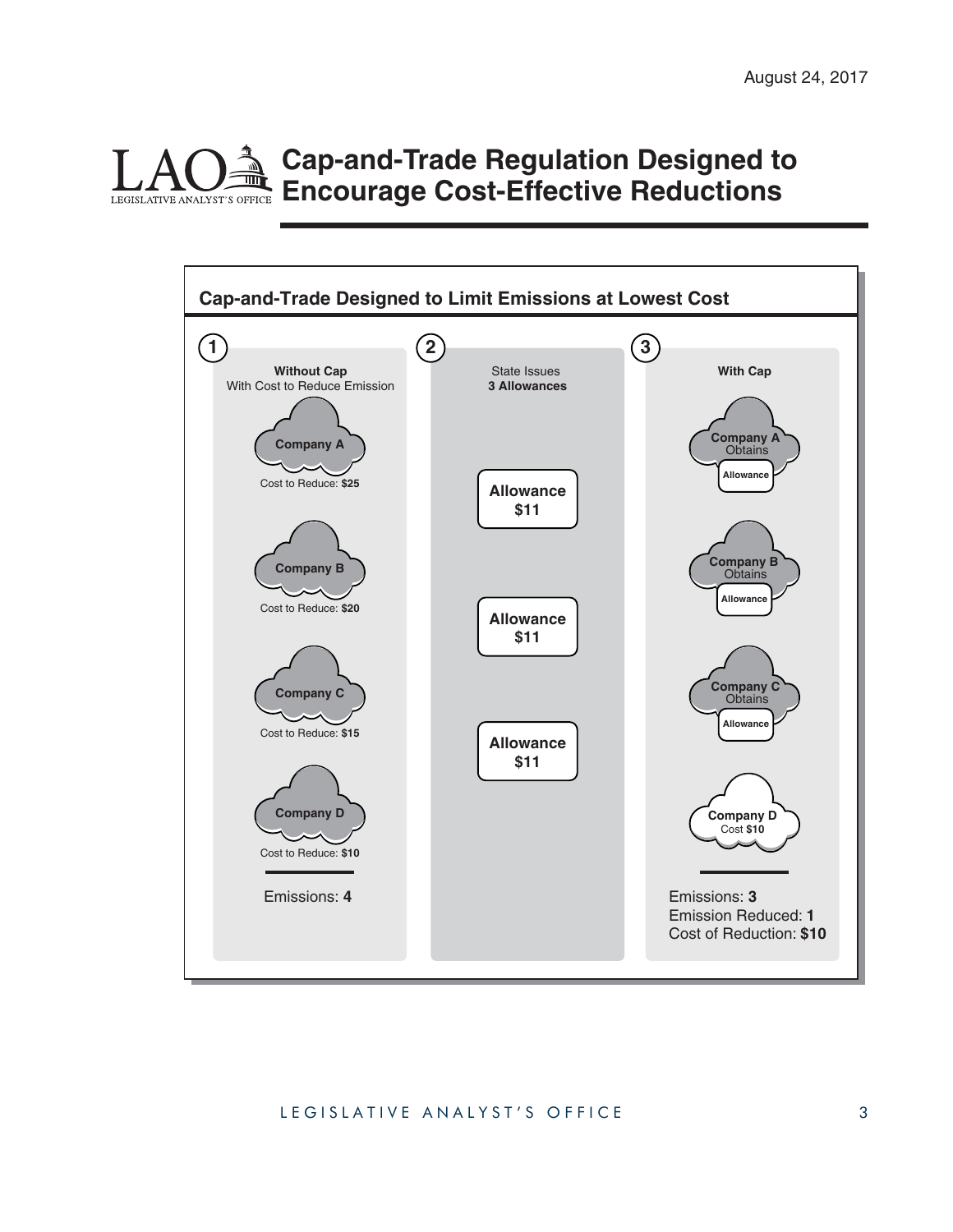August 24, 2017

# Cap-and-Trade Regulation Designed to Encourage Cost-Effective Reductions

## Cap-and-Trade Designed to Limit Emissions at Lowest Cost

**1**

**Without Cap**
With Cost to Reduce Emission

**Company A**
Cost to Reduce: **$25**

**Company B**
Cost to Reduce: **$20**

**Company C**
Cost to Reduce: **$15**

**Company D**
Cost to Reduce: **$10**

Emissions: **4**

**2**

State Issues
**3 Allowances**

**Allowance $11**

**Allowance $11**

**Allowance $11**

**3**

**With Cap**

**Company A** Obtains **Allowance**

**Company B** Obtains **Allowance**

**Company C** Obtains **Allowance**

**Company D** Cost **$10**

Emissions: **3**
Emission Reduced: **1**
Cost of Reduction: **$10**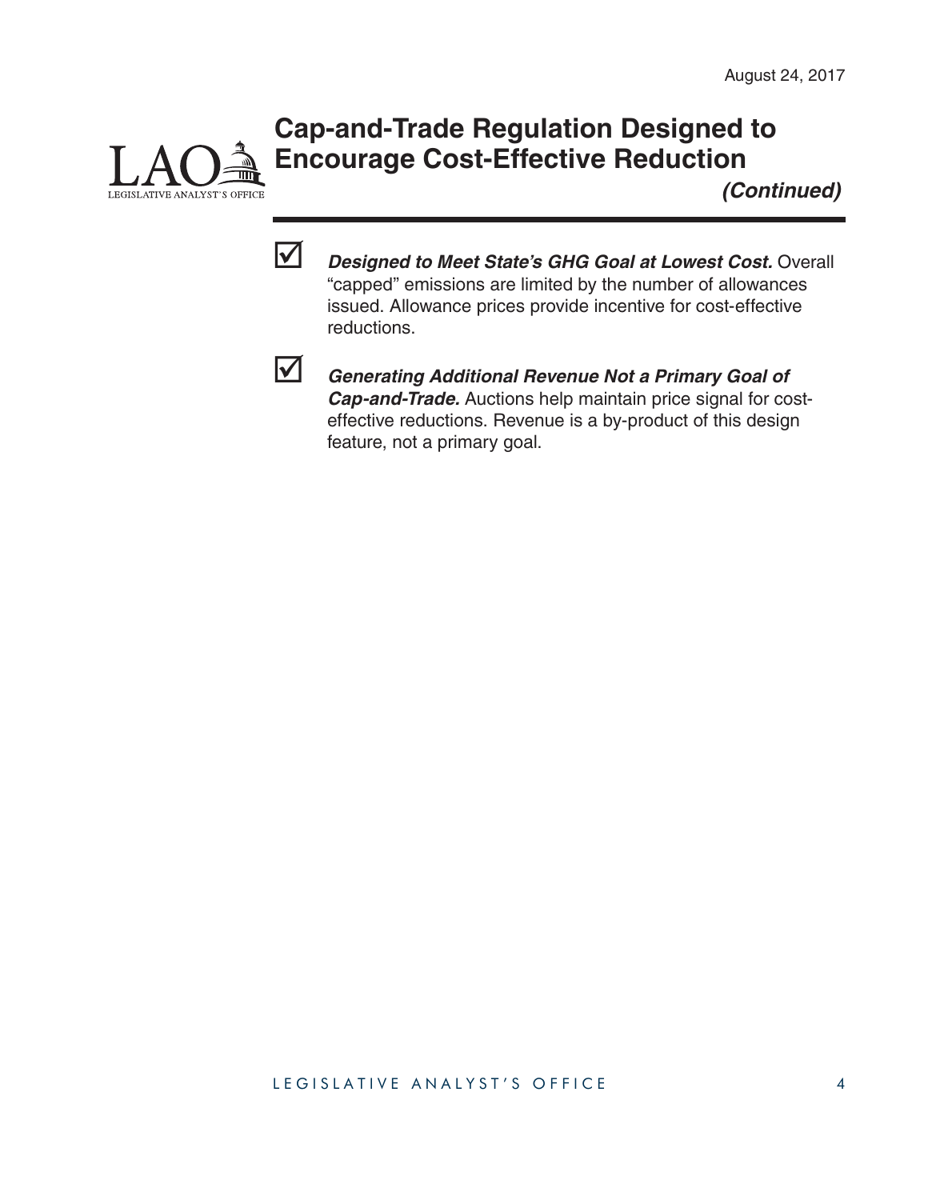# Cap-and-Trade Regulation Designed to Encourage Cost-Effective Reduction

***(Continued)***

- ☑ ***Designed to Meet State's GHG Goal at Lowest Cost.*** Overall "capped" emissions are limited by the number of allowances issued. Allowance prices provide incentive for cost-effective reductions.

- ☑ ***Generating Additional Revenue Not a Primary Goal of Cap-and-Trade.*** Auctions help maintain price signal for cost-effective reductions. Revenue is a by-product of this design feature, not a primary goal.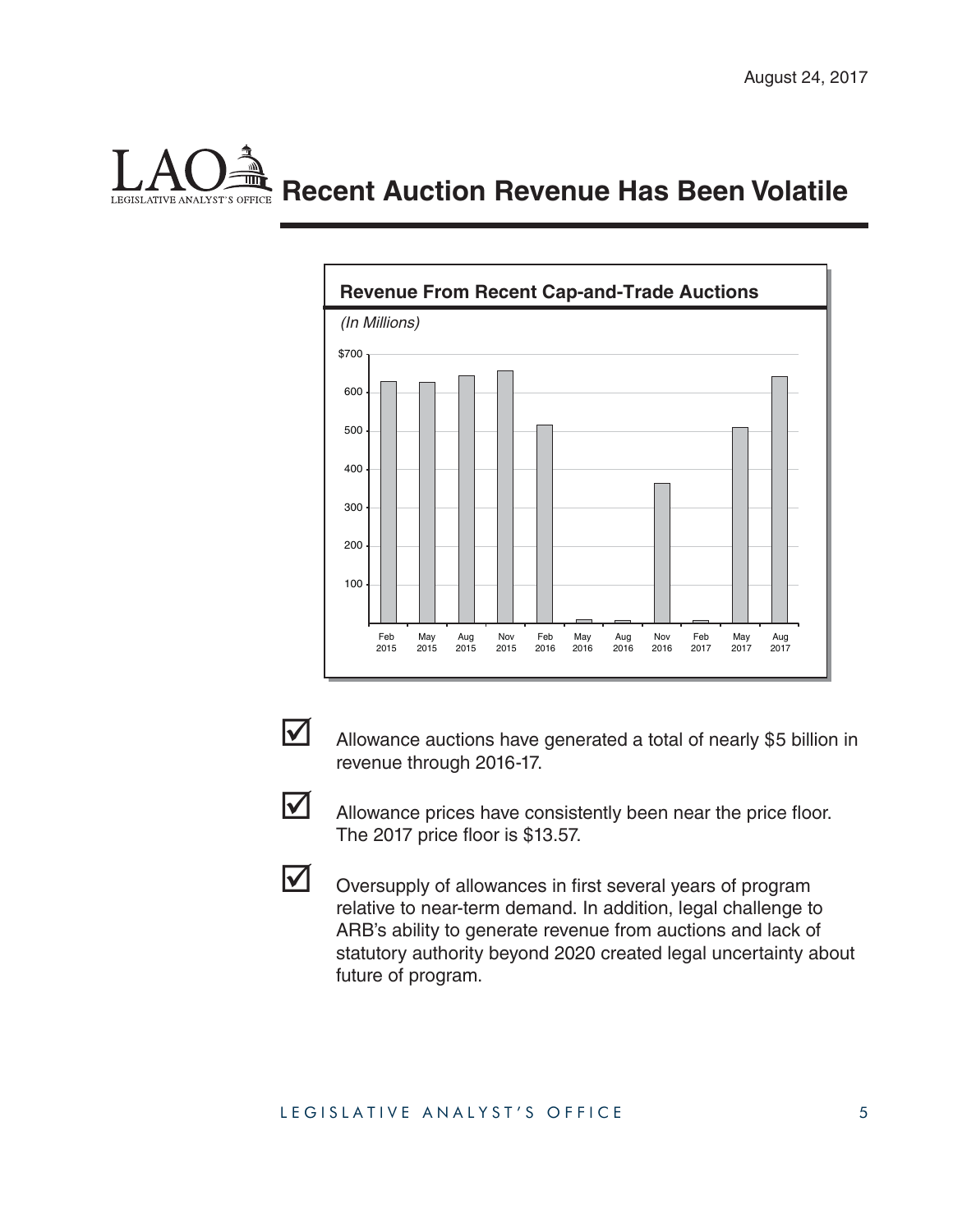August 24, 2017

# Recent Auction Revenue Has Been Volatile

**Revenue From Recent Cap-and-Trade Auctions**

*(In Millions)*

- Allowance auctions have generated a total of nearly $5 billion in revenue through 2016-17.
- Allowance prices have consistently been near the price floor. The 2017 price floor is $13.57.
- Oversupply of allowances in first several years of program relative to near-term demand. In addition, legal challenge to ARB's ability to generate revenue from auctions and lack of statutory authority beyond 2020 created legal uncertainty about future of program.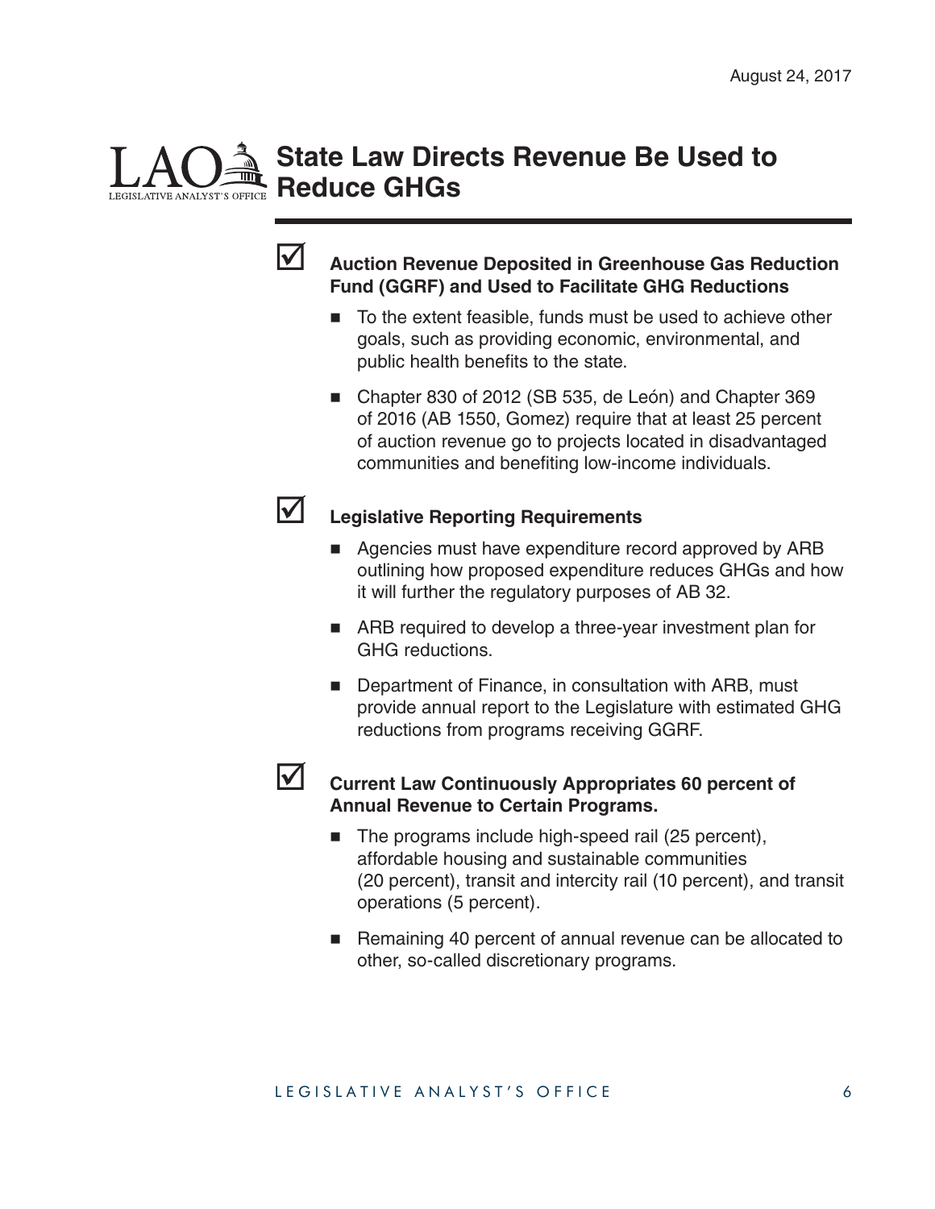# State Law Directs Revenue Be Used to Reduce GHGs

- ☑ **Auction Revenue Deposited in Greenhouse Gas Reduction Fund (GGRF) and Used to Facilitate GHG Reductions**
  - To the extent feasible, funds must be used to achieve other goals, such as providing economic, environmental, and public health benefits to the state.
  - Chapter 830 of 2012 (SB 535, de León) and Chapter 369 of 2016 (AB 1550, Gomez) require that at least 25 percent of auction revenue go to projects located in disadvantaged communities and benefiting low-income individuals.

- ☑ **Legislative Reporting Requirements**
  - Agencies must have expenditure record approved by ARB outlining how proposed expenditure reduces GHGs and how it will further the regulatory purposes of AB 32.
  - ARB required to develop a three-year investment plan for GHG reductions.
  - Department of Finance, in consultation with ARB, must provide annual report to the Legislature with estimated GHG reductions from programs receiving GGRF.

- ☑ **Current Law Continuously Appropriates 60 percent of Annual Revenue to Certain Programs.**
  - The programs include high-speed rail (25 percent), affordable housing and sustainable communities (20 percent), transit and intercity rail (10 percent), and transit operations (5 percent).
  - Remaining 40 percent of annual revenue can be allocated to other, so-called discretionary programs.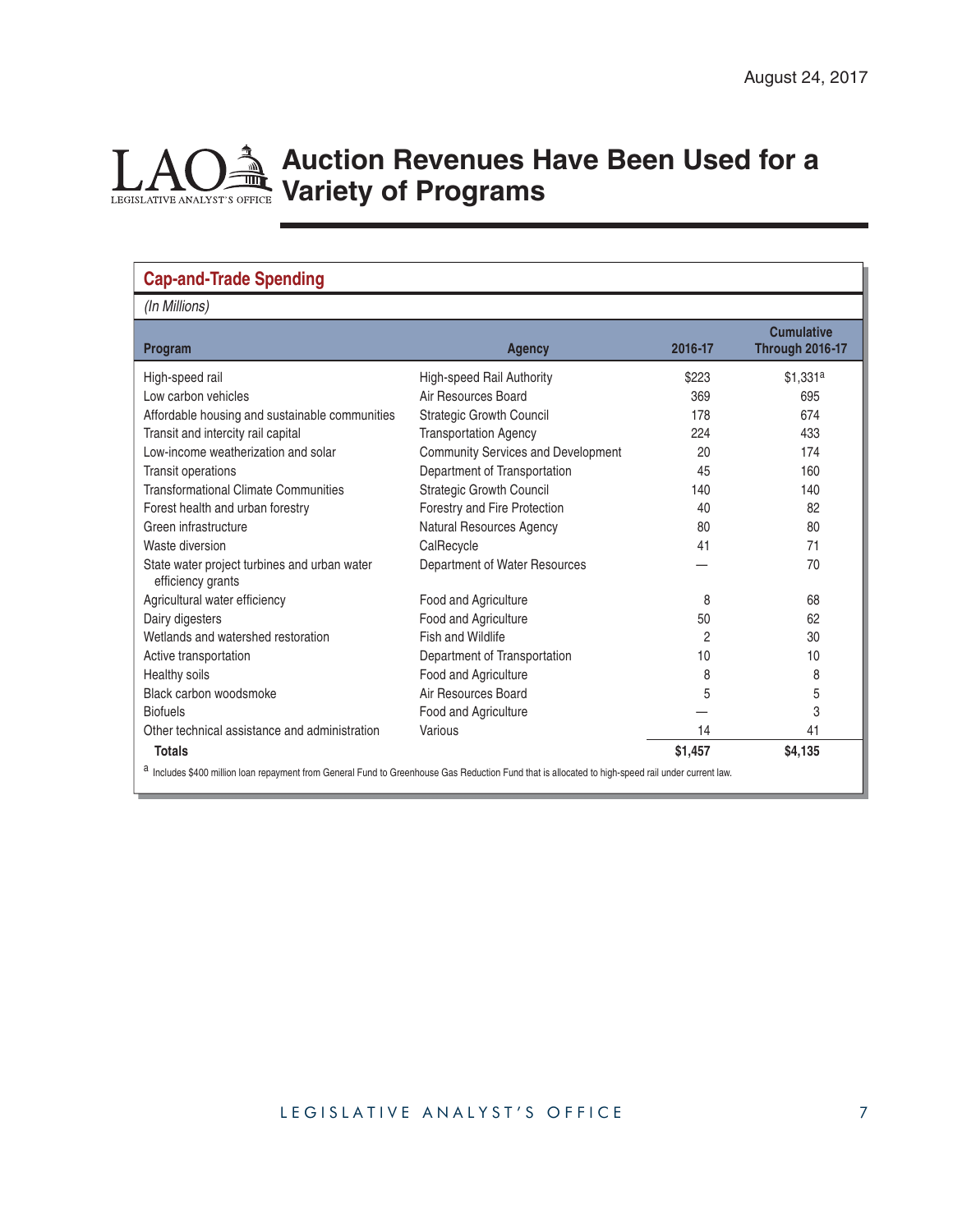August 24, 2017

# Auction Revenues Have Been Used for a Variety of Programs

## Cap-and-Trade Spending

*(In Millions)*

| Program | Agency | 2016-17 | Cumulative Through 2016-17 |
|---|---|---|---|
| High-speed rail | High-speed Rail Authority | $223 | $1,331[a] |
| Low carbon vehicles | Air Resources Board | 369 | 695 |
| Affordable housing and sustainable communities | Strategic Growth Council | 178 | 674 |
| Transit and intercity rail capital | Transportation Agency | 224 | 433 |
| Low-income weatherization and solar | Community Services and Development | 20 | 174 |
| Transit operations | Department of Transportation | 45 | 160 |
| Transformational Climate Communities | Strategic Growth Council | 140 | 140 |
| Forest health and urban forestry | Forestry and Fire Protection | 40 | 82 |
| Green infrastructure | Natural Resources Agency | 80 | 80 |
| Waste diversion | CalRecycle | 41 | 71 |
| State water project turbines and urban water efficiency grants | Department of Water Resources | — | 70 |
| Agricultural water efficiency | Food and Agriculture | 8 | 68 |
| Dairy digesters | Food and Agriculture | 50 | 62 |
| Wetlands and watershed restoration | Fish and Wildlife | 2 | 30 |
| Active transportation | Department of Transportation | 10 | 10 |
| Healthy soils | Food and Agriculture | 8 | 8 |
| Black carbon woodsmoke | Air Resources Board | 5 | 5 |
| Biofuels | Food and Agriculture | — | 3 |
| Other technical assistance and administration | Various | 14 | 41 |
| **Totals** | | **$1,457** | **$4,135** |

[a] Includes $400 million loan repayment from General Fund to Greenhouse Gas Reduction Fund that is allocated to high-speed rail under current law.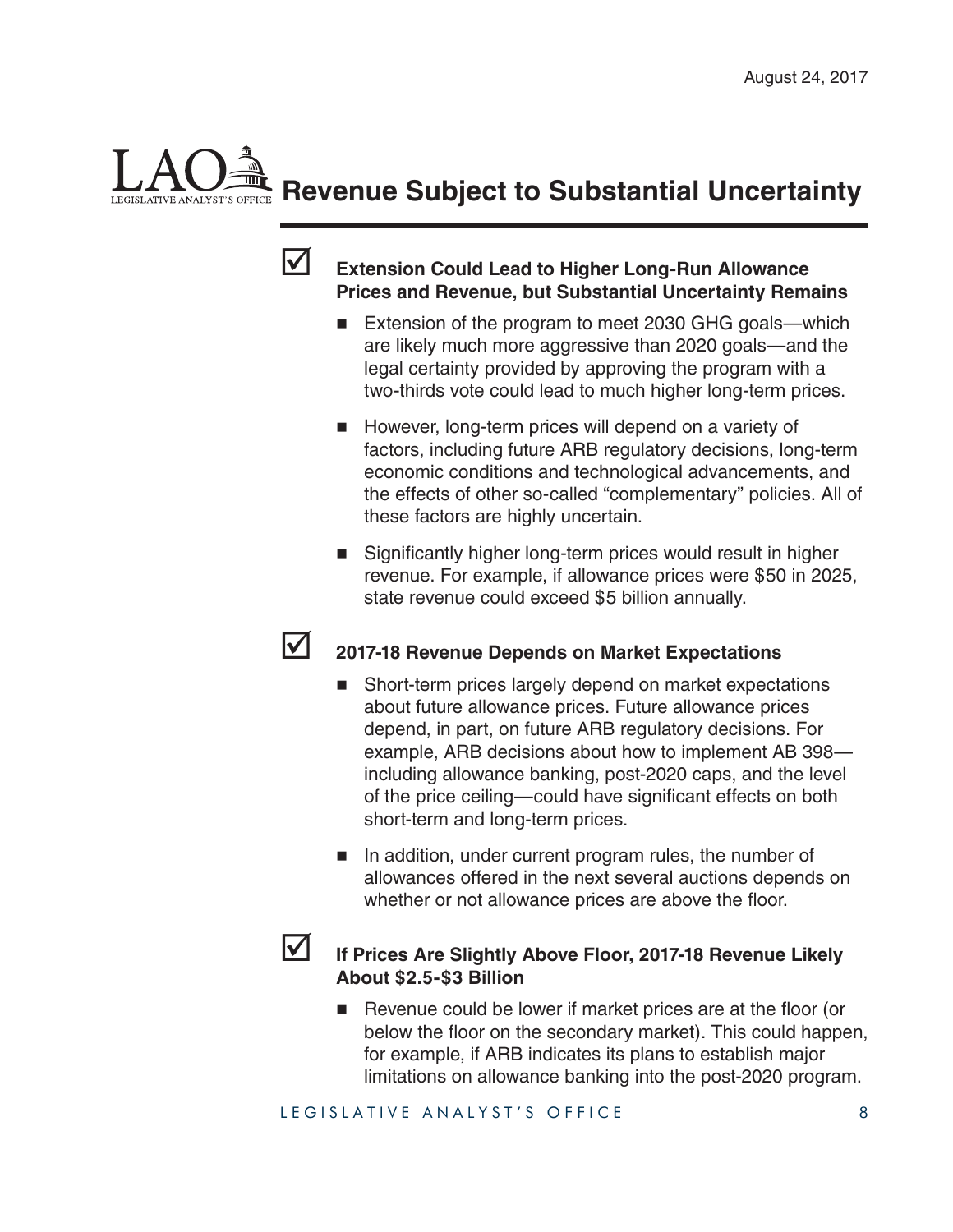# Revenue Subject to Substantial Uncertainty

☑ **Extension Could Lead to Higher Long-Run Allowance Prices and Revenue, but Substantial Uncertainty Remains**

- Extension of the program to meet 2030 GHG goals—which are likely much more aggressive than 2020 goals—and the legal certainty provided by approving the program with a two-thirds vote could lead to much higher long-term prices.
- However, long-term prices will depend on a variety of factors, including future ARB regulatory decisions, long-term economic conditions and technological advancements, and the effects of other so-called "complementary" policies. All of these factors are highly uncertain.
- Significantly higher long-term prices would result in higher revenue. For example, if allowance prices were $50 in 2025, state revenue could exceed $5 billion annually.

☑ **2017-18 Revenue Depends on Market Expectations**

- Short-term prices largely depend on market expectations about future allowance prices. Future allowance prices depend, in part, on future ARB regulatory decisions. For example, ARB decisions about how to implement AB 398—including allowance banking, post-2020 caps, and the level of the price ceiling—could have significant effects on both short-term and long-term prices.
- In addition, under current program rules, the number of allowances offered in the next several auctions depends on whether or not allowance prices are above the floor.

☑ **If Prices Are Slightly Above Floor, 2017-18 Revenue Likely About $2.5-$3 Billion**

- Revenue could be lower if market prices are at the floor (or below the floor on the secondary market). This could happen, for example, if ARB indicates its plans to establish major limitations on allowance banking into the post-2020 program.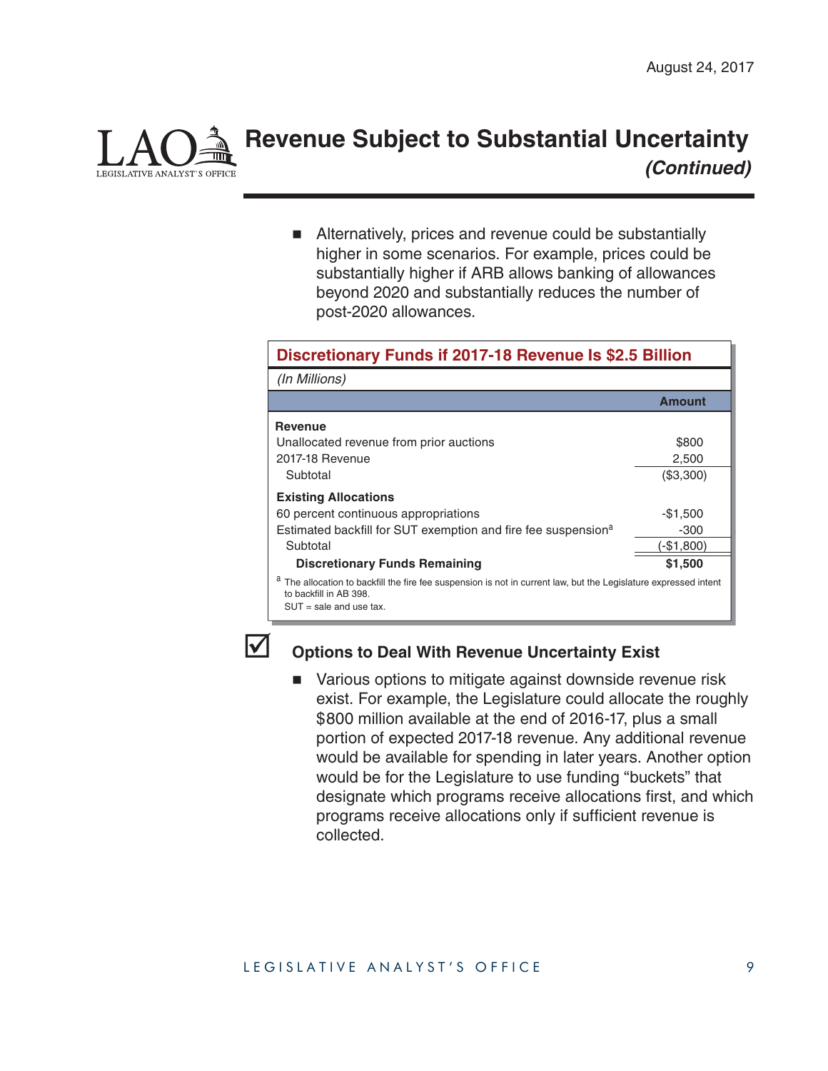## Revenue Subject to Substantial Uncertainty *(Continued)*

- Alternatively, prices and revenue could be substantially higher in some scenarios. For example, prices could be substantially higher if ARB allows banking of allowances beyond 2020 and substantially reduces the number of post-2020 allowances.

**Discretionary Funds if 2017-18 Revenue Is $2.5 Billion**

*(In Millions)*

| | Amount |
|---|---|
| **Revenue** | |
| Unallocated revenue from prior auctions | $800 |
| 2017-18 Revenue | 2,500 |
| Subtotal | ($3,300) |
| **Existing Allocations** | |
| 60 percent continuous appropriations | -$1,500 |
| Estimated backfill for SUT exemption and fire fee suspension[a] | -300 |
| Subtotal | (-$1,800) |
| **Discretionary Funds Remaining** | **$1,500** |

[a] The allocation to backfill the fire fee suspension is not in current law, but the Legislature expressed intent to backfill in AB 398.

SUT = sale and use tax.

### Options to Deal With Revenue Uncertainty Exist

- Various options to mitigate against downside revenue risk exist. For example, the Legislature could allocate the roughly $800 million available at the end of 2016-17, plus a small portion of expected 2017-18 revenue. Any additional revenue would be available for spending in later years. Another option would be for the Legislature to use funding "buckets" that designate which programs receive allocations first, and which programs receive allocations only if sufficient revenue is collected.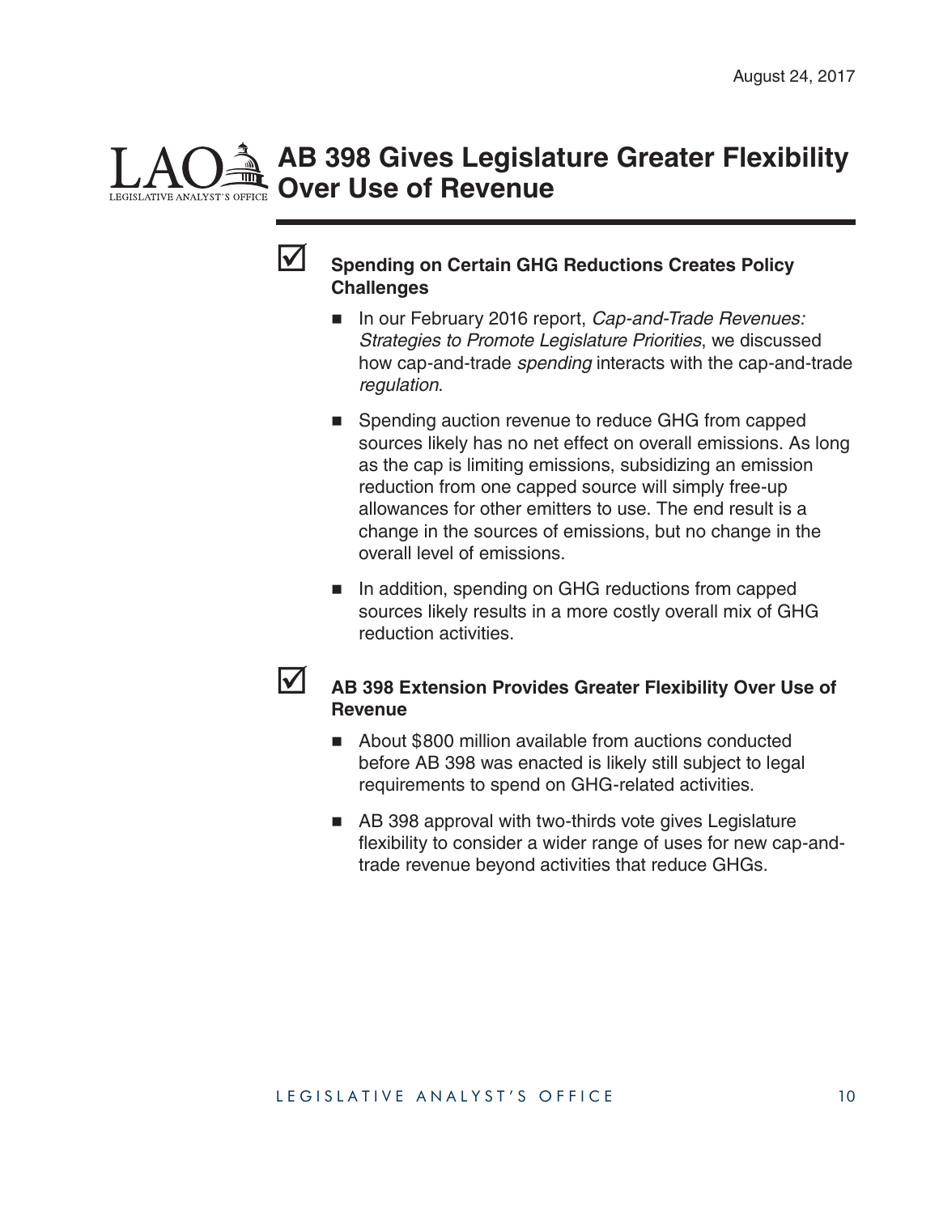# AB 398 Gives Legislature Greater Flexibility Over Use of Revenue

☑ **Spending on Certain GHG Reductions Creates Policy Challenges**

- In our February 2016 report, *Cap-and-Trade Revenues: Strategies to Promote Legislature Priorities*, we discussed how cap-and-trade *spending* interacts with the cap-and-trade *regulation*.
- Spending auction revenue to reduce GHG from capped sources likely has no net effect on overall emissions. As long as the cap is limiting emissions, subsidizing an emission reduction from one capped source will simply free-up allowances for other emitters to use. The end result is a change in the sources of emissions, but no change in the overall level of emissions.
- In addition, spending on GHG reductions from capped sources likely results in a more costly overall mix of GHG reduction activities.

☑ **AB 398 Extension Provides Greater Flexibility Over Use of Revenue**

- About $800 million available from auctions conducted before AB 398 was enacted is likely still subject to legal requirements to spend on GHG-related activities.
- AB 398 approval with two-thirds vote gives Legislature flexibility to consider a wider range of uses for new cap-and-trade revenue beyond activities that reduce GHGs.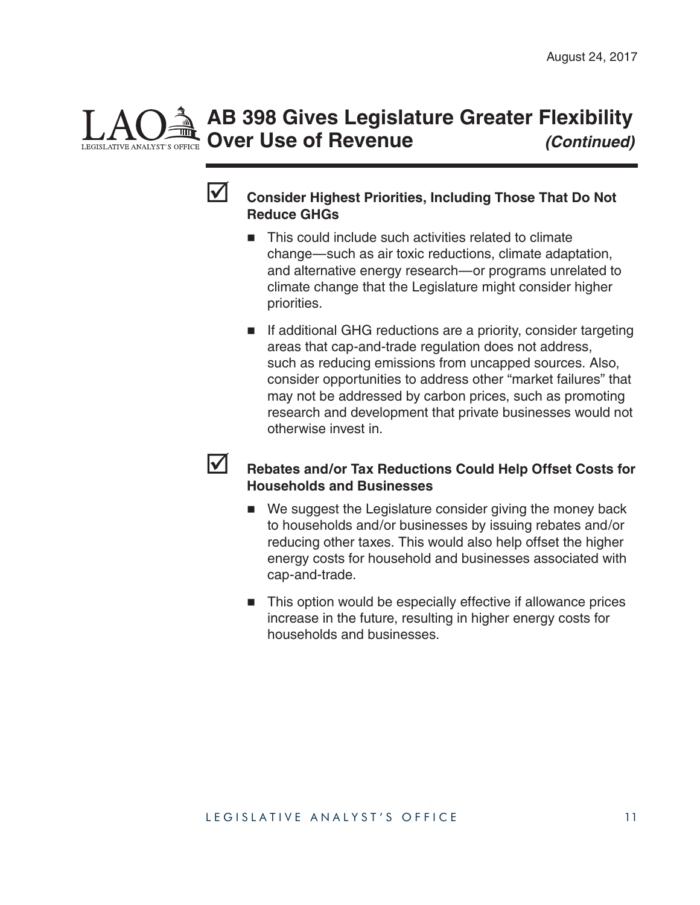## AB 398 Gives Legislature Greater Flexibility Over Use of Revenue *(Continued)*

☑ **Consider Highest Priorities, Including Those That Do Not Reduce GHGs**

- This could include such activities related to climate change—such as air toxic reductions, climate adaptation, and alternative energy research—or programs unrelated to climate change that the Legislature might consider higher priorities.
- If additional GHG reductions are a priority, consider targeting areas that cap-and-trade regulation does not address, such as reducing emissions from uncapped sources. Also, consider opportunities to address other "market failures" that may not be addressed by carbon prices, such as promoting research and development that private businesses would not otherwise invest in.

☑ **Rebates and/or Tax Reductions Could Help Offset Costs for Households and Businesses**

- We suggest the Legislature consider giving the money back to households and/or businesses by issuing rebates and/or reducing other taxes. This would also help offset the higher energy costs for household and businesses associated with cap-and-trade.
- This option would be especially effective if allowance prices increase in the future, resulting in higher energy costs for households and businesses.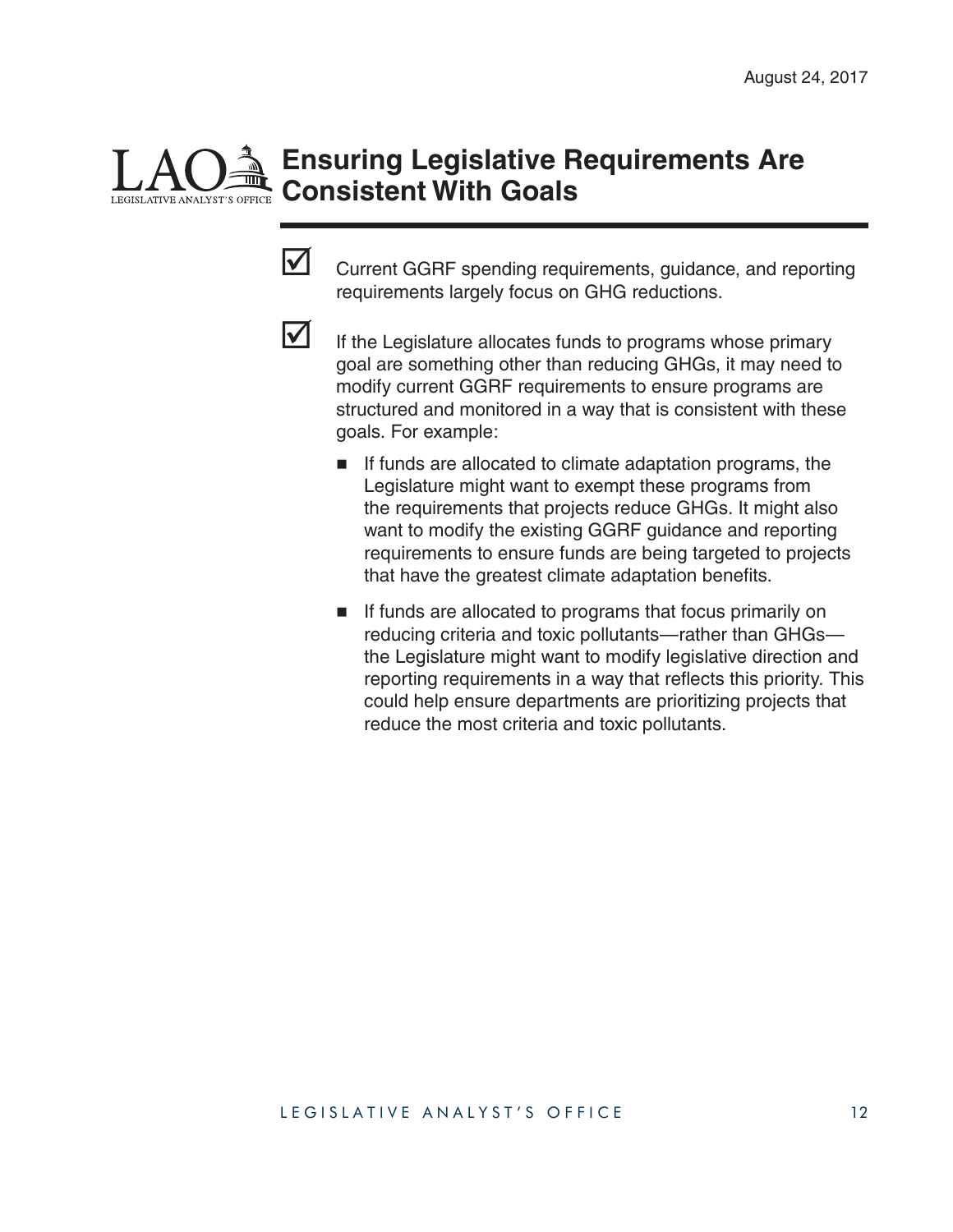# Ensuring Legislative Requirements Are Consistent With Goals

- ☑ Current GGRF spending requirements, guidance, and reporting requirements largely focus on GHG reductions.

- ☑ If the Legislature allocates funds to programs whose primary goal are something other than reducing GHGs, it may need to modify current GGRF requirements to ensure programs are structured and monitored in a way that is consistent with these goals. For example:

  - If funds are allocated to climate adaptation programs, the Legislature might want to exempt these programs from the requirements that projects reduce GHGs. It might also want to modify the existing GGRF guidance and reporting requirements to ensure funds are being targeted to projects that have the greatest climate adaptation benefits.

  - If funds are allocated to programs that focus primarily on reducing criteria and toxic pollutants—rather than GHGs—the Legislature might want to modify legislative direction and reporting requirements in a way that reflects this priority. This could help ensure departments are prioritizing projects that reduce the most criteria and toxic pollutants.